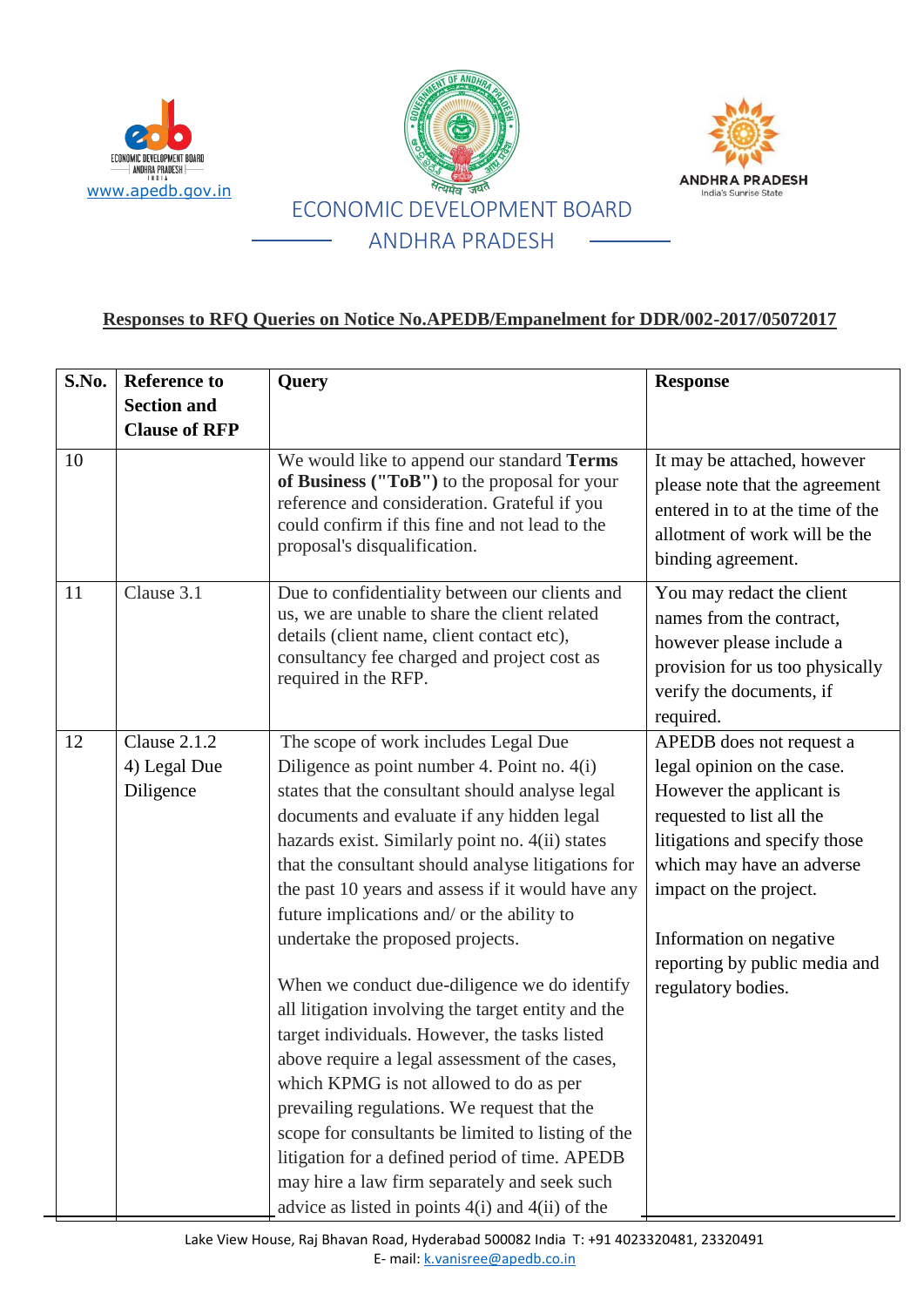ECONOMIC DEVELOPMENT BOARD

ANDHRA PRADESH

www.apedb.gov.in

**Responses to RFQ Queries on Notice No.APEDB/Empanelment for DDR/002-2017/05072017**

| S.No. | Reference to Section and Clause of RFP | Query | Response |
|---|---|---|---|
| 10 | | We would like to append our standard **Terms of Business ("ToB")** to the proposal for your reference and consideration. Grateful if you could confirm if this fine and not lead to the proposal's disqualification. | It may be attached, however please note that the agreement entered in to at the time of the allotment of work will be the binding agreement. |
| 11 | Clause 3.1 | Due to confidentiality between our clients and us, we are unable to share the client related details (client name, client contact etc), consultancy fee charged and project cost as required in the RFP. | You may redact the client names from the contract, however please include a provision for us too physically verify the documents, if required. |
| 12 | Clause 2.1.2 4) Legal Due Diligence | The scope of work includes Legal Due Diligence as point number 4. Point no. 4(i) states that the consultant should analyse legal documents and evaluate if any hidden legal hazards exist. Similarly point no. 4(ii) states that the consultant should analyse litigations for the past 10 years and assess if it would have any future implications and/ or the ability to undertake the proposed projects.<br><br>When we conduct due-diligence we do identify all litigation involving the target entity and the target individuals. However, the tasks listed above require a legal assessment of the cases, which KPMG is not allowed to do as per prevailing regulations. We request that the scope for consultants be limited to listing of the litigation for a defined period of time. APEDB may hire a law firm separately and seek such advice as listed in points 4(i) and 4(ii) of the | APEDB does not request a legal opinion on the case. However the applicant is requested to list all the litigations and specify those which may have an adverse impact on the project.<br><br>Information on negative reporting by public media and regulatory bodies. |

Lake View House, Raj Bhavan Road, Hyderabad 500082 India T: +91 4023320481, 23320491
E- mail: k.vanisree@apedb.co.in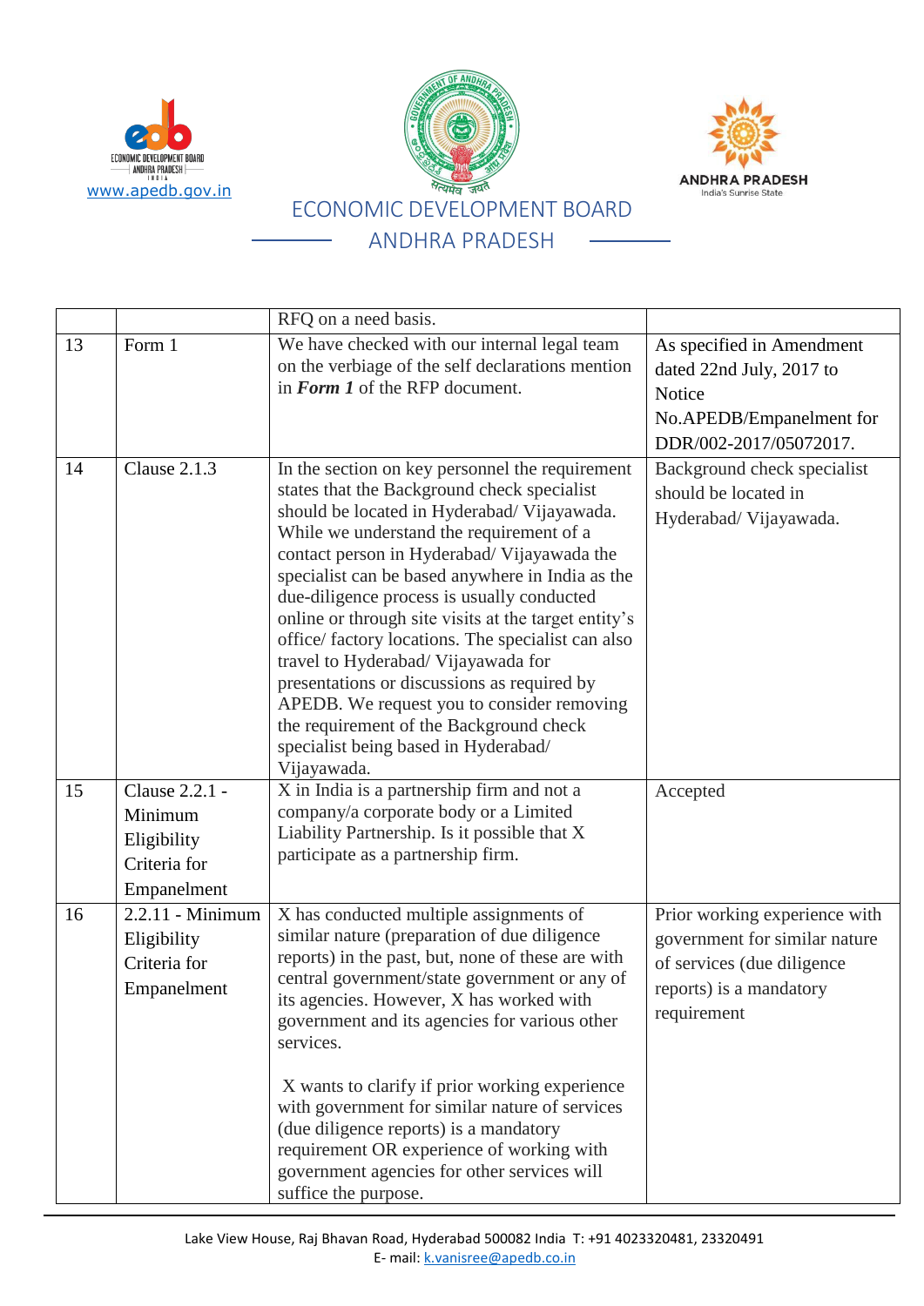| | | RFQ on a need basis. | |
|---|---|---|---|
| 13 | Form 1 | We have checked with our internal legal team on the verbiage of the self declarations mention in ***Form 1*** of the RFP document. | As specified in Amendment dated 22nd July, 2017 to Notice No.APEDB/Empanelment for DDR/002-2017/05072017. |
| 14 | Clause 2.1.3 | In the section on key personnel the requirement states that the Background check specialist should be located in Hyderabad/ Vijayawada. While we understand the requirement of a contact person in Hyderabad/ Vijayawada the specialist can be based anywhere in India as the due-diligence process is usually conducted online or through site visits at the target entity's office/ factory locations. The specialist can also travel to Hyderabad/ Vijayawada for presentations or discussions as required by APEDB. We request you to consider removing the requirement of the Background check specialist being based in Hyderabad/ Vijayawada. | Background check specialist should be located in Hyderabad/ Vijayawada. |
| 15 | Clause 2.2.1 - Minimum Eligibility Criteria for Empanelment | X in India is a partnership firm and not a company/a corporate body or a Limited Liability Partnership. Is it possible that X participate as a partnership firm. | Accepted |
| 16 | 2.2.11 - Minimum Eligibility Criteria for Empanelment | X has conducted multiple assignments of similar nature (preparation of due diligence reports) in the past, but, none of these are with central government/state government or any of its agencies. However, X has worked with government and its agencies for various other services.<br><br>X wants to clarify if prior working experience with government for similar nature of services (due diligence reports) is a mandatory requirement OR experience of working with government agencies for other services will suffice the purpose. | Prior working experience with government for similar nature of services (due diligence reports) is a mandatory requirement |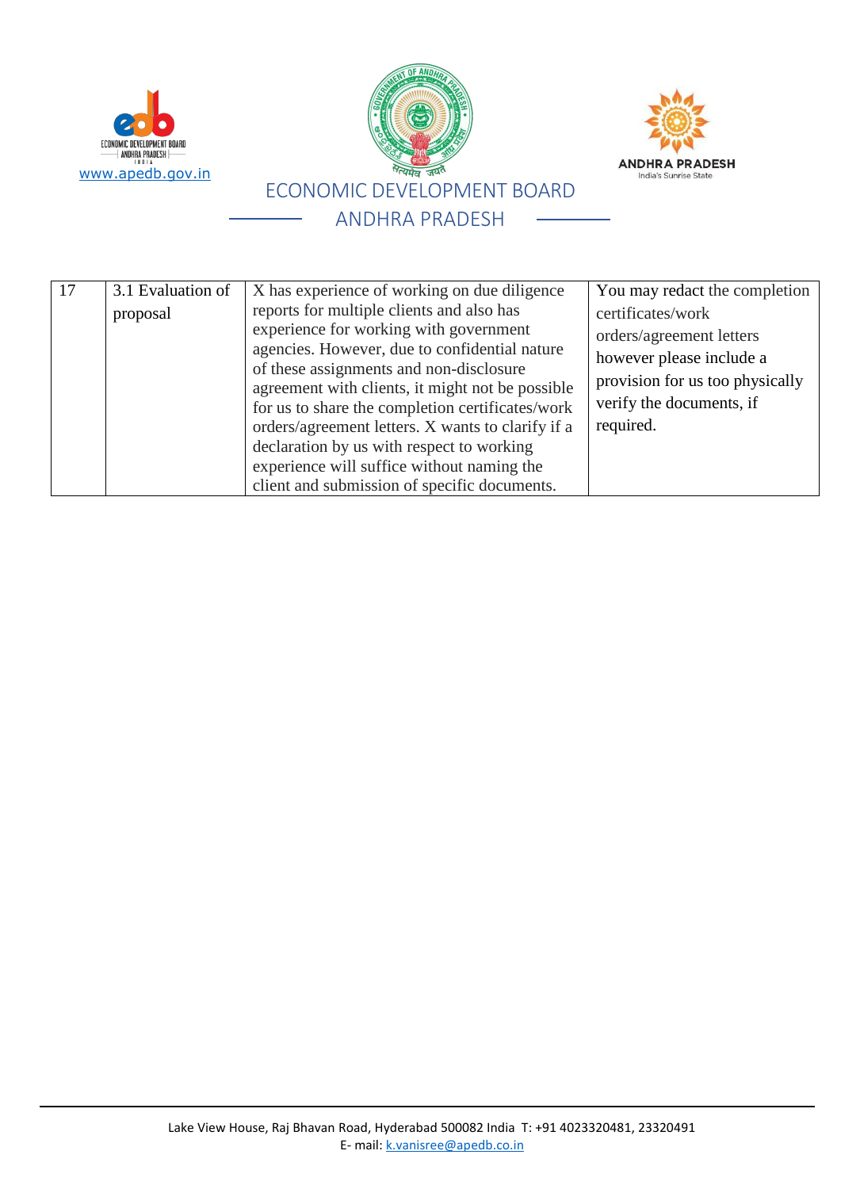ECONOMIC DEVELOPMENT BOARD

ANDHRA PRADESH

| | | | |
|---|---|---|---|
| 17 | 3.1 Evaluation of proposal | X has experience of working on due diligence reports for multiple clients and also has experience for working with government agencies. However, due to confidential nature of these assignments and non-disclosure agreement with clients, it might not be possible for us to share the completion certificates/work orders/agreement letters. X wants to clarify if a declaration by us with respect to working experience will suffice without naming the client and submission of specific documents. | You may redact the completion certificates/work orders/agreement letters however please include a provision for us too physically verify the documents, if required. |